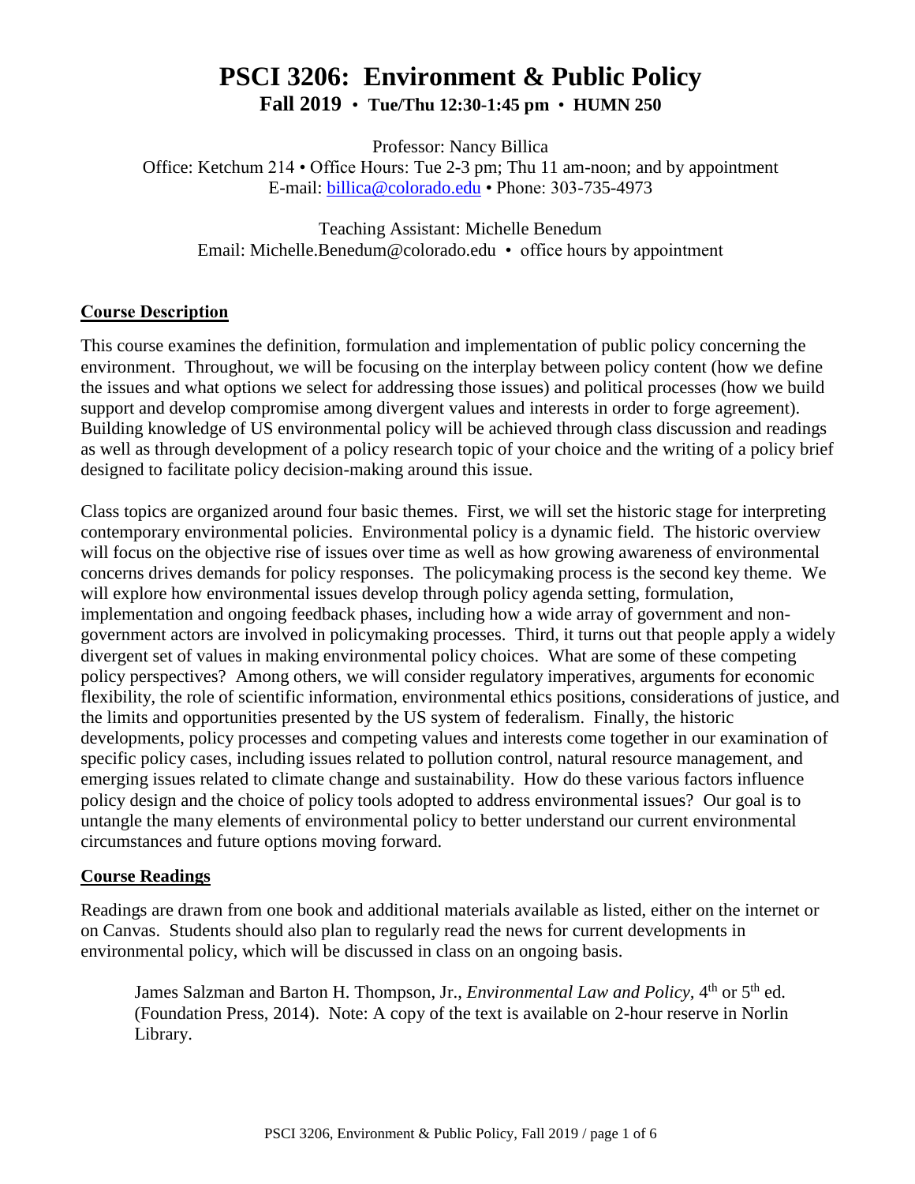# PSCI 3206: Environment & Public Policy

**Fall 2019 • Tue/Thu 12:30-1:45 pm • HUMN 250**

Professor: Nancy Billica
Office: Ketchum 214 • Office Hours: Tue 2-3 pm; Thu 11 am-noon; and by appointment
E-mail: billica@colorado.edu • Phone: 303-735-4973

Teaching Assistant: Michelle Benedum
Email: Michelle.Benedum@colorado.edu • office hours by appointment

## Course Description

This course examines the definition, formulation and implementation of public policy concerning the environment. Throughout, we will be focusing on the interplay between policy content (how we define the issues and what options we select for addressing those issues) and political processes (how we build support and develop compromise among divergent values and interests in order to forge agreement). Building knowledge of US environmental policy will be achieved through class discussion and readings as well as through development of a policy research topic of your choice and the writing of a policy brief designed to facilitate policy decision-making around this issue.

Class topics are organized around four basic themes. First, we will set the historic stage for interpreting contemporary environmental policies. Environmental policy is a dynamic field. The historic overview will focus on the objective rise of issues over time as well as how growing awareness of environmental concerns drives demands for policy responses. The policymaking process is the second key theme. We will explore how environmental issues develop through policy agenda setting, formulation, implementation and ongoing feedback phases, including how a wide array of government and non-government actors are involved in policymaking processes. Third, it turns out that people apply a widely divergent set of values in making environmental policy choices. What are some of these competing policy perspectives? Among others, we will consider regulatory imperatives, arguments for economic flexibility, the role of scientific information, environmental ethics positions, considerations of justice, and the limits and opportunities presented by the US system of federalism. Finally, the historic developments, policy processes and competing values and interests come together in our examination of specific policy cases, including issues related to pollution control, natural resource management, and emerging issues related to climate change and sustainability. How do these various factors influence policy design and the choice of policy tools adopted to address environmental issues? Our goal is to untangle the many elements of environmental policy to better understand our current environmental circumstances and future options moving forward.

## Course Readings

Readings are drawn from one book and additional materials available as listed, either on the internet or on Canvas. Students should also plan to regularly read the news for current developments in environmental policy, which will be discussed in class on an ongoing basis.

> James Salzman and Barton H. Thompson, Jr., *Environmental Law and Policy*, 4th or 5th ed. (Foundation Press, 2014). Note: A copy of the text is available on 2-hour reserve in Norlin Library.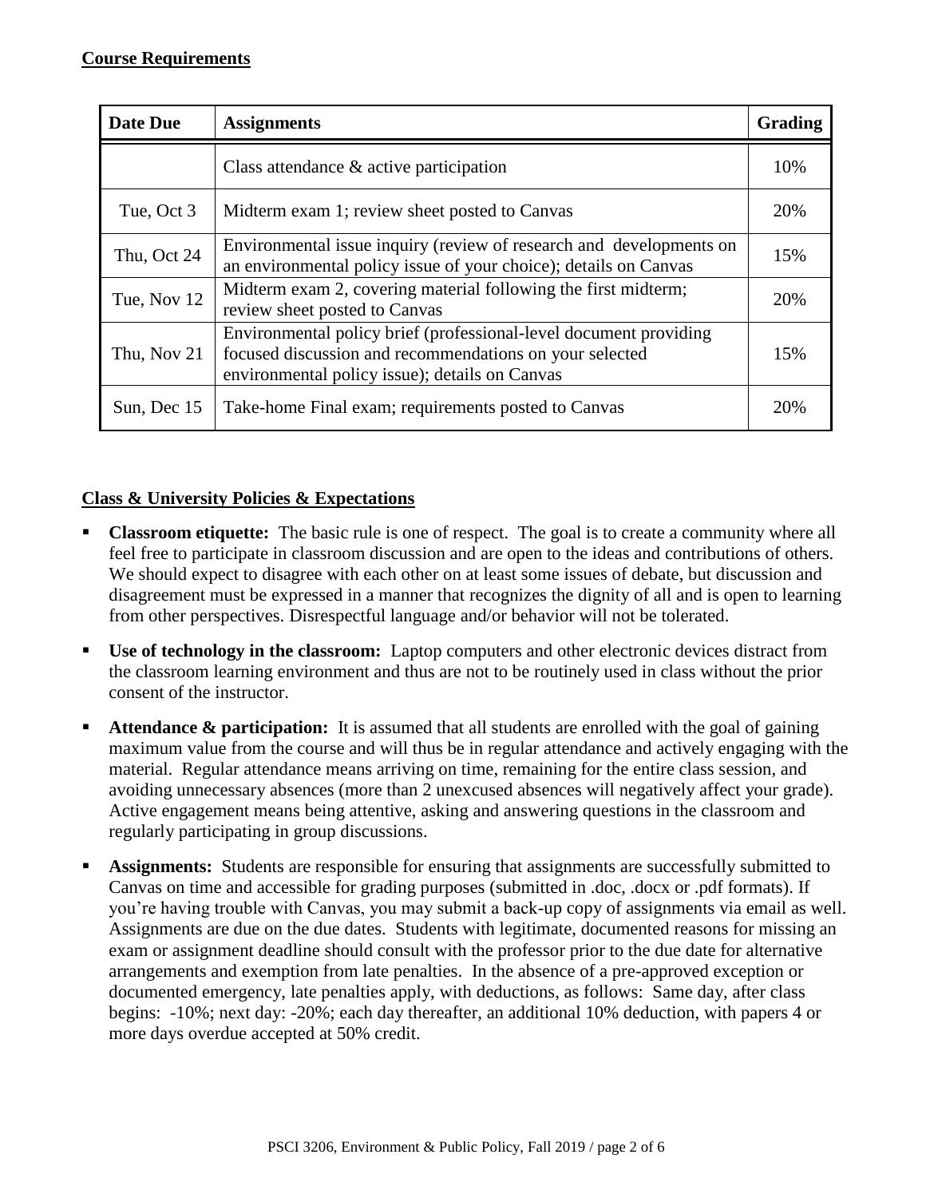**Course Requirements**

| Date Due | Assignments | Grading |
|---|---|---|
| | Class attendance & active participation | 10% |
| Tue, Oct 3 | Midterm exam 1; review sheet posted to Canvas | 20% |
| Thu, Oct 24 | Environmental issue inquiry (review of research and developments on an environmental policy issue of your choice); details on Canvas | 15% |
| Tue, Nov 12 | Midterm exam 2, covering material following the first midterm; review sheet posted to Canvas | 20% |
| Thu, Nov 21 | Environmental policy brief (professional-level document providing focused discussion and recommendations on your selected environmental policy issue); details on Canvas | 15% |
| Sun, Dec 15 | Take-home Final exam; requirements posted to Canvas | 20% |

**Class & University Policies & Expectations**

- **Classroom etiquette:** The basic rule is one of respect. The goal is to create a community where all feel free to participate in classroom discussion and are open to the ideas and contributions of others. We should expect to disagree with each other on at least some issues of debate, but discussion and disagreement must be expressed in a manner that recognizes the dignity of all and is open to learning from other perspectives. Disrespectful language and/or behavior will not be tolerated.
- **Use of technology in the classroom:** Laptop computers and other electronic devices distract from the classroom learning environment and thus are not to be routinely used in class without the prior consent of the instructor.
- **Attendance & participation:** It is assumed that all students are enrolled with the goal of gaining maximum value from the course and will thus be in regular attendance and actively engaging with the material. Regular attendance means arriving on time, remaining for the entire class session, and avoiding unnecessary absences (more than 2 unexcused absences will negatively affect your grade). Active engagement means being attentive, asking and answering questions in the classroom and regularly participating in group discussions.
- **Assignments:** Students are responsible for ensuring that assignments are successfully submitted to Canvas on time and accessible for grading purposes (submitted in .doc, .docx or .pdf formats). If you're having trouble with Canvas, you may submit a back-up copy of assignments via email as well. Assignments are due on the due dates. Students with legitimate, documented reasons for missing an exam or assignment deadline should consult with the professor prior to the due date for alternative arrangements and exemption from late penalties. In the absence of a pre-approved exception or documented emergency, late penalties apply, with deductions, as follows: Same day, after class begins: -10%; next day: -20%; each day thereafter, an additional 10% deduction, with papers 4 or more days overdue accepted at 50% credit.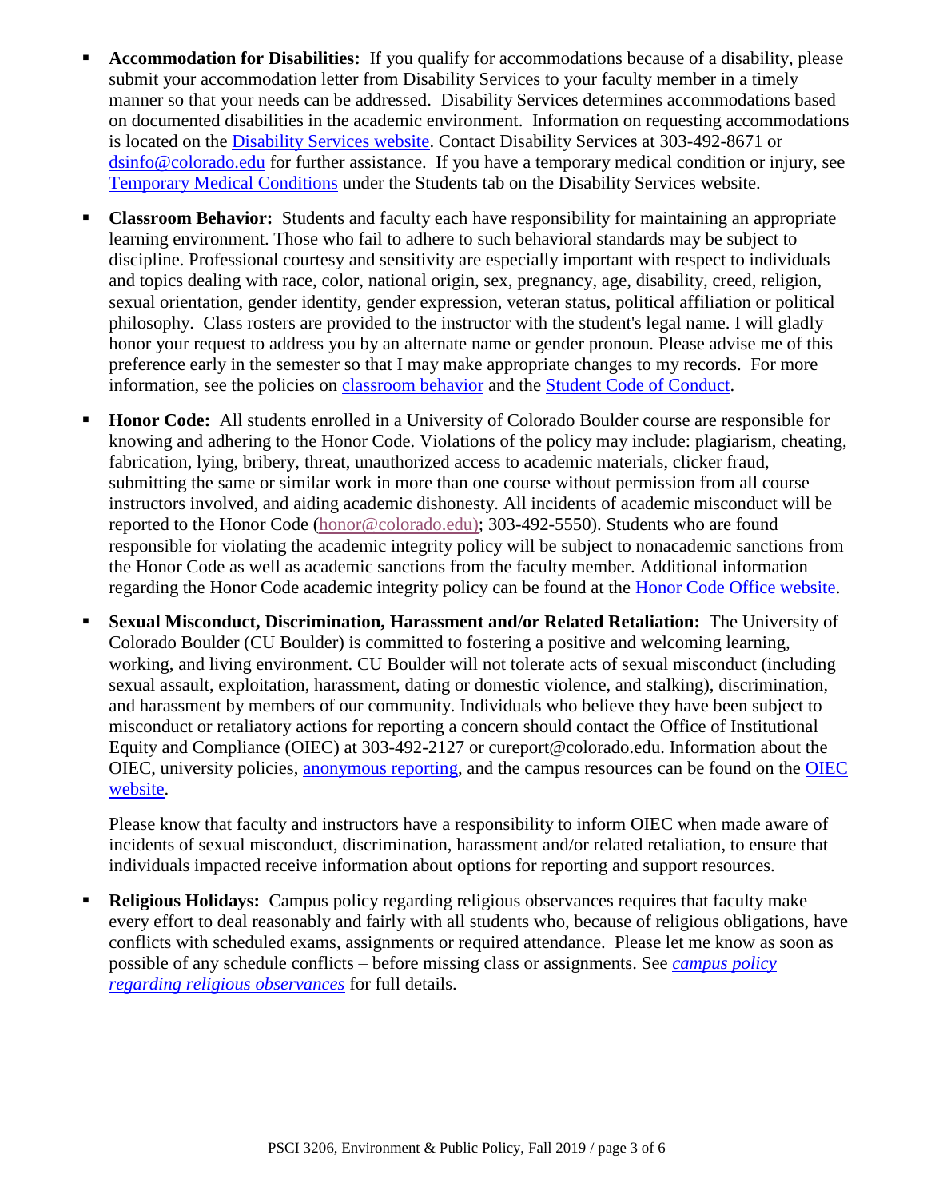- **Accommodation for Disabilities:** If you qualify for accommodations because of a disability, please submit your accommodation letter from Disability Services to your faculty member in a timely manner so that your needs can be addressed. Disability Services determines accommodations based on documented disabilities in the academic environment. Information on requesting accommodations is located on the Disability Services website. Contact Disability Services at 303-492-8671 or dsinfo@colorado.edu for further assistance. If you have a temporary medical condition or injury, see Temporary Medical Conditions under the Students tab on the Disability Services website.

- **Classroom Behavior:** Students and faculty each have responsibility for maintaining an appropriate learning environment. Those who fail to adhere to such behavioral standards may be subject to discipline. Professional courtesy and sensitivity are especially important with respect to individuals and topics dealing with race, color, national origin, sex, pregnancy, age, disability, creed, religion, sexual orientation, gender identity, gender expression, veteran status, political affiliation or political philosophy. Class rosters are provided to the instructor with the student's legal name. I will gladly honor your request to address you by an alternate name or gender pronoun. Please advise me of this preference early in the semester so that I may make appropriate changes to my records. For more information, see the policies on classroom behavior and the Student Code of Conduct.

- **Honor Code:** All students enrolled in a University of Colorado Boulder course are responsible for knowing and adhering to the Honor Code. Violations of the policy may include: plagiarism, cheating, fabrication, lying, bribery, threat, unauthorized access to academic materials, clicker fraud, submitting the same or similar work in more than one course without permission from all course instructors involved, and aiding academic dishonesty. All incidents of academic misconduct will be reported to the Honor Code (honor@colorado.edu); 303-492-5550). Students who are found responsible for violating the academic integrity policy will be subject to nonacademic sanctions from the Honor Code as well as academic sanctions from the faculty member. Additional information regarding the Honor Code academic integrity policy can be found at the Honor Code Office website.

- **Sexual Misconduct, Discrimination, Harassment and/or Related Retaliation:** The University of Colorado Boulder (CU Boulder) is committed to fostering a positive and welcoming learning, working, and living environment. CU Boulder will not tolerate acts of sexual misconduct (including sexual assault, exploitation, harassment, dating or domestic violence, and stalking), discrimination, and harassment by members of our community. Individuals who believe they have been subject to misconduct or retaliatory actions for reporting a concern should contact the Office of Institutional Equity and Compliance (OIEC) at 303-492-2127 or cureport@colorado.edu. Information about the OIEC, university policies, anonymous reporting, and the campus resources can be found on the OIEC website.

  Please know that faculty and instructors have a responsibility to inform OIEC when made aware of incidents of sexual misconduct, discrimination, harassment and/or related retaliation, to ensure that individuals impacted receive information about options for reporting and support resources.

- **Religious Holidays:** Campus policy regarding religious observances requires that faculty make every effort to deal reasonably and fairly with all students who, because of religious obligations, have conflicts with scheduled exams, assignments or required attendance. Please let me know as soon as possible of any schedule conflicts – before missing class or assignments. See *campus policy regarding religious observances* for full details.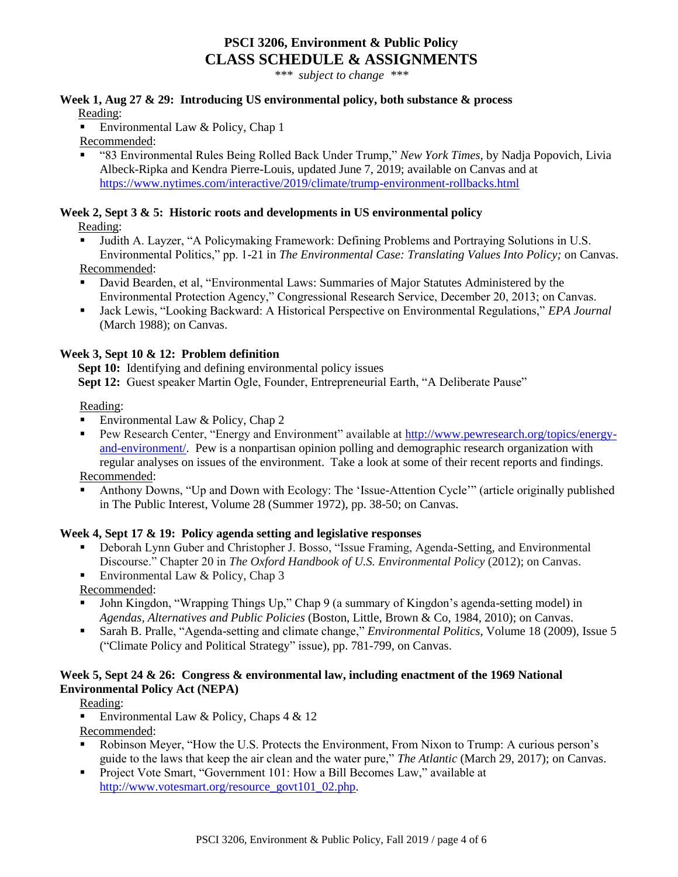# PSCI 3206, Environment & Public Policy
## CLASS SCHEDULE & ASSIGNMENTS

*\*\*\* subject to change \*\*\**

### Week 1, Aug 27 & 29: Introducing US environmental policy, both substance & process

Reading:

- Environmental Law & Policy, Chap 1

Recommended:

- "83 Environmental Rules Being Rolled Back Under Trump," *New York Times*, by Nadja Popovich, Livia Albeck-Ripka and Kendra Pierre-Louis, updated June 7, 2019; available on Canvas and at https://www.nytimes.com/interactive/2019/climate/trump-environment-rollbacks.html

### Week 2, Sept 3 & 5: Historic roots and developments in US environmental policy

Reading:

- Judith A. Layzer, "A Policymaking Framework: Defining Problems and Portraying Solutions in U.S. Environmental Politics," pp. 1-21 in *The Environmental Case: Translating Values Into Policy;* on Canvas.

Recommended:

- David Bearden, et al, "Environmental Laws: Summaries of Major Statutes Administered by the Environmental Protection Agency," Congressional Research Service, December 20, 2013; on Canvas.
- Jack Lewis, "Looking Backward: A Historical Perspective on Environmental Regulations," *EPA Journal* (March 1988); on Canvas.

### Week 3, Sept 10 & 12: Problem definition

**Sept 10:** Identifying and defining environmental policy issues
**Sept 12:** Guest speaker Martin Ogle, Founder, Entrepreneurial Earth, "A Deliberate Pause"

Reading:

- Environmental Law & Policy, Chap 2
- Pew Research Center, "Energy and Environment" available at http://www.pewresearch.org/topics/energy-and-environment/. Pew is a nonpartisan opinion polling and demographic research organization with regular analyses on issues of the environment. Take a look at some of their recent reports and findings.

Recommended:

- Anthony Downs, "Up and Down with Ecology: The 'Issue-Attention Cycle'" (article originally published in The Public Interest, Volume 28 (Summer 1972), pp. 38-50; on Canvas.

### Week 4, Sept 17 & 19: Policy agenda setting and legislative responses

- Deborah Lynn Guber and Christopher J. Bosso, "Issue Framing, Agenda-Setting, and Environmental Discourse." Chapter 20 in *The Oxford Handbook of U.S. Environmental Policy* (2012); on Canvas.
- Environmental Law & Policy, Chap 3

Recommended:

- John Kingdon, "Wrapping Things Up," Chap 9 (a summary of Kingdon's agenda-setting model) in *Agendas, Alternatives and Public Policies* (Boston, Little, Brown & Co, 1984, 2010); on Canvas.
- Sarah B. Pralle, "Agenda-setting and climate change," *Environmental Politics,* Volume 18 (2009), Issue 5 ("Climate Policy and Political Strategy" issue), pp. 781-799, on Canvas.

### Week 5, Sept 24 & 26: Congress & environmental law, including enactment of the 1969 National Environmental Policy Act (NEPA)

Reading:

- Environmental Law & Policy, Chaps 4 & 12

Recommended:

- Robinson Meyer, "How the U.S. Protects the Environment, From Nixon to Trump: A curious person's guide to the laws that keep the air clean and the water pure," *The Atlantic* (March 29, 2017); on Canvas.
- Project Vote Smart, "Government 101: How a Bill Becomes Law," available at http://www.votesmart.org/resource_govt101_02.php.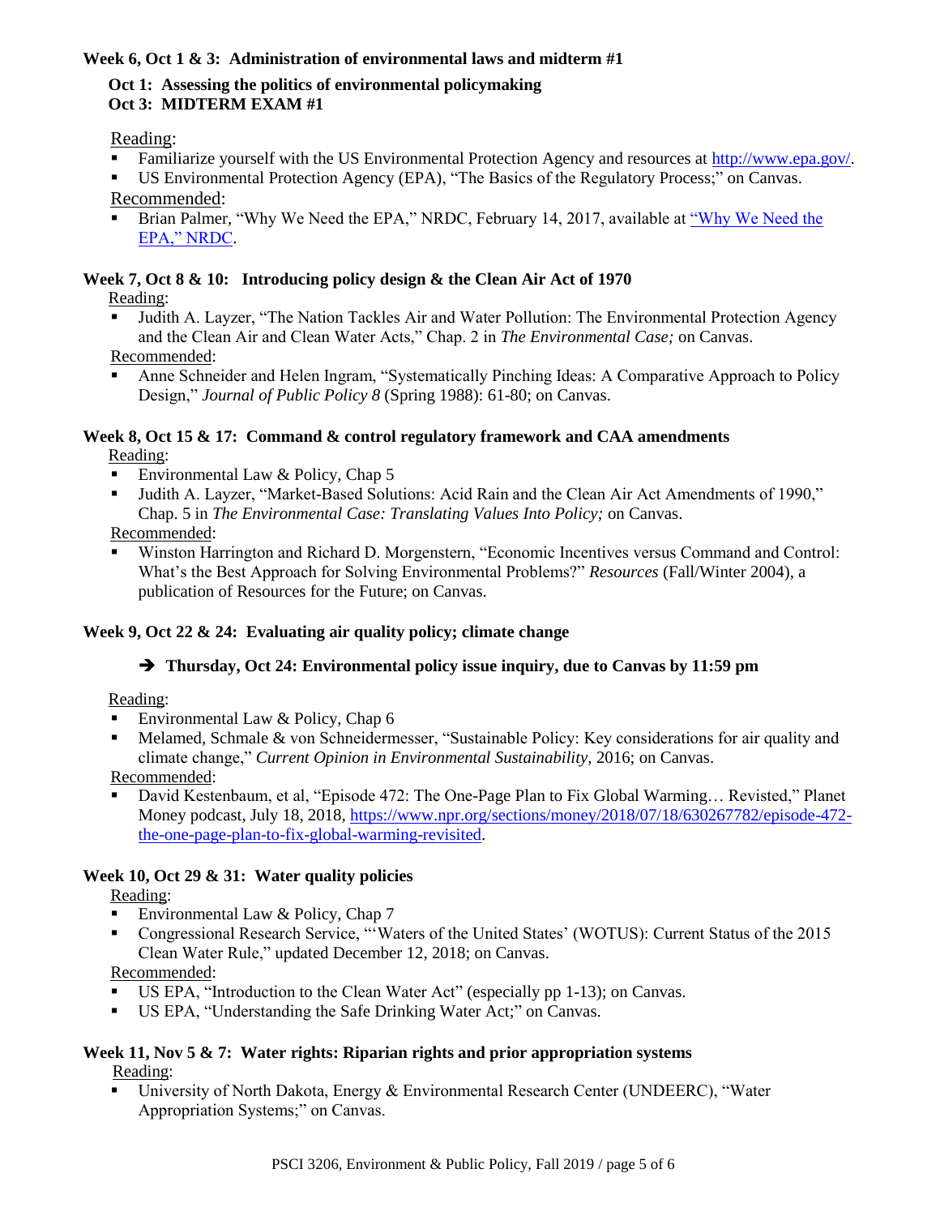**Week 6, Oct 1 & 3: Administration of environmental laws and midterm #1**

**Oct 1: Assessing the politics of environmental policymaking**
**Oct 3: MIDTERM EXAM #1**

Reading:

- Familiarize yourself with the US Environmental Protection Agency and resources at [http://www.epa.gov/](http://www.epa.gov/).
- US Environmental Protection Agency (EPA), "The Basics of the Regulatory Process;" on Canvas.

Recommended:

- Brian Palmer, "Why We Need the EPA," NRDC, February 14, 2017, available at "Why We Need the EPA," NRDC.

**Week 7, Oct 8 & 10: Introducing policy design & the Clean Air Act of 1970**

Reading:

- Judith A. Layzer, "The Nation Tackles Air and Water Pollution: The Environmental Protection Agency and the Clean Air and Clean Water Acts," Chap. 2 in *The Environmental Case;* on Canvas.

Recommended:

- Anne Schneider and Helen Ingram, "Systematically Pinching Ideas: A Comparative Approach to Policy Design," *Journal of Public Policy 8* (Spring 1988): 61-80; on Canvas.

**Week 8, Oct 15 & 17: Command & control regulatory framework and CAA amendments**

Reading:

- Environmental Law & Policy, Chap 5
- Judith A. Layzer, "Market-Based Solutions: Acid Rain and the Clean Air Act Amendments of 1990," Chap. 5 in *The Environmental Case: Translating Values Into Policy;* on Canvas.

Recommended:

- Winston Harrington and Richard D. Morgenstern, "Economic Incentives versus Command and Control: What's the Best Approach for Solving Environmental Problems?" *Resources* (Fall/Winter 2004), a publication of Resources for the Future; on Canvas.

**Week 9, Oct 22 & 24: Evaluating air quality policy; climate change**

➔ **Thursday, Oct 24: Environmental policy issue inquiry, due to Canvas by 11:59 pm**

Reading:

- Environmental Law & Policy, Chap 6
- Melamed, Schmale & von Schneidermesser, "Sustainable Policy: Key considerations for air quality and climate change," *Current Opinion in Environmental Sustainability,* 2016; on Canvas.

Recommended:

- David Kestenbaum, et al, "Episode 472: The One-Page Plan to Fix Global Warming… Revisted," Planet Money podcast, July 18, 2018, [https://www.npr.org/sections/money/2018/07/18/630267782/episode-472-the-one-page-plan-to-fix-global-warming-revisited](https://www.npr.org/sections/money/2018/07/18/630267782/episode-472-the-one-page-plan-to-fix-global-warming-revisited).

**Week 10, Oct 29 & 31: Water quality policies**

Reading:

- Environmental Law & Policy, Chap 7
- Congressional Research Service, "'Waters of the United States' (WOTUS): Current Status of the 2015 Clean Water Rule," updated December 12, 2018; on Canvas.

Recommended:

- US EPA, "Introduction to the Clean Water Act" (especially pp 1-13); on Canvas.
- US EPA, "Understanding the Safe Drinking Water Act;" on Canvas.

**Week 11, Nov 5 & 7: Water rights: Riparian rights and prior appropriation systems**

Reading:

- University of North Dakota, Energy & Environmental Research Center (UNDEERC), "Water Appropriation Systems;" on Canvas.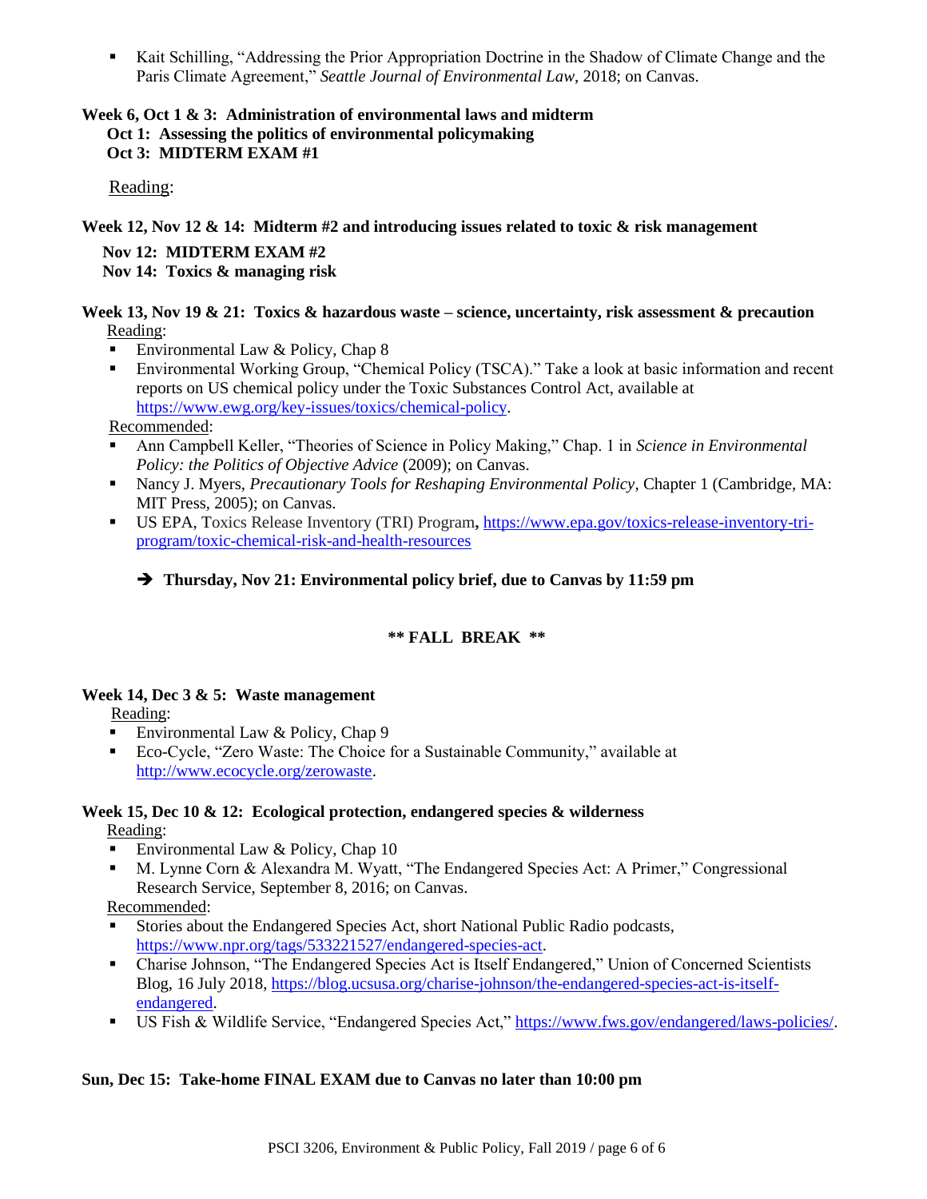- Kait Schilling, "Addressing the Prior Appropriation Doctrine in the Shadow of Climate Change and the Paris Climate Agreement," *Seattle Journal of Environmental Law*, 2018; on Canvas.

**Week 6, Oct 1 & 3: Administration of environmental laws and midterm**
**Oct 1: Assessing the politics of environmental policymaking**
**Oct 3: MIDTERM EXAM #1**

Reading:

**Week 12, Nov 12 & 14: Midterm #2 and introducing issues related to toxic & risk management**
**Nov 12: MIDTERM EXAM #2**
**Nov 14: Toxics & managing risk**

**Week 13, Nov 19 & 21: Toxics & hazardous waste – science, uncertainty, risk assessment & precaution**

Reading:

- Environmental Law & Policy, Chap 8
- Environmental Working Group, "Chemical Policy (TSCA)." Take a look at basic information and recent reports on US chemical policy under the Toxic Substances Control Act, available at https://www.ewg.org/key-issues/toxics/chemical-policy.

Recommended:

- Ann Campbell Keller, "Theories of Science in Policy Making," Chap. 1 in *Science in Environmental Policy: the Politics of Objective Advice* (2009); on Canvas.
- Nancy J. Myers, *Precautionary Tools for Reshaping Environmental Policy*, Chapter 1 (Cambridge, MA: MIT Press, 2005); on Canvas.
- US EPA, Toxics Release Inventory (TRI) Program, https://www.epa.gov/toxics-release-inventory-tri-program/toxic-chemical-risk-and-health-resources

➔ **Thursday, Nov 21: Environmental policy brief, due to Canvas by 11:59 pm**

**\*\* FALL BREAK \*\***

**Week 14, Dec 3 & 5: Waste management**

Reading:

- Environmental Law & Policy, Chap 9
- Eco-Cycle, "Zero Waste: The Choice for a Sustainable Community," available at http://www.ecocycle.org/zerowaste.

**Week 15, Dec 10 & 12: Ecological protection, endangered species & wilderness**

Reading:

- Environmental Law & Policy, Chap 10
- M. Lynne Corn & Alexandra M. Wyatt, "The Endangered Species Act: A Primer," Congressional Research Service, September 8, 2016; on Canvas.

Recommended:

- Stories about the Endangered Species Act, short National Public Radio podcasts, https://www.npr.org/tags/533221527/endangered-species-act.
- Charise Johnson, "The Endangered Species Act is Itself Endangered," Union of Concerned Scientists Blog, 16 July 2018, https://blog.ucsusa.org/charise-johnson/the-endangered-species-act-is-itself-endangered.
- US Fish & Wildlife Service, "Endangered Species Act," https://www.fws.gov/endangered/laws-policies/.

**Sun, Dec 15: Take-home FINAL EXAM due to Canvas no later than 10:00 pm**